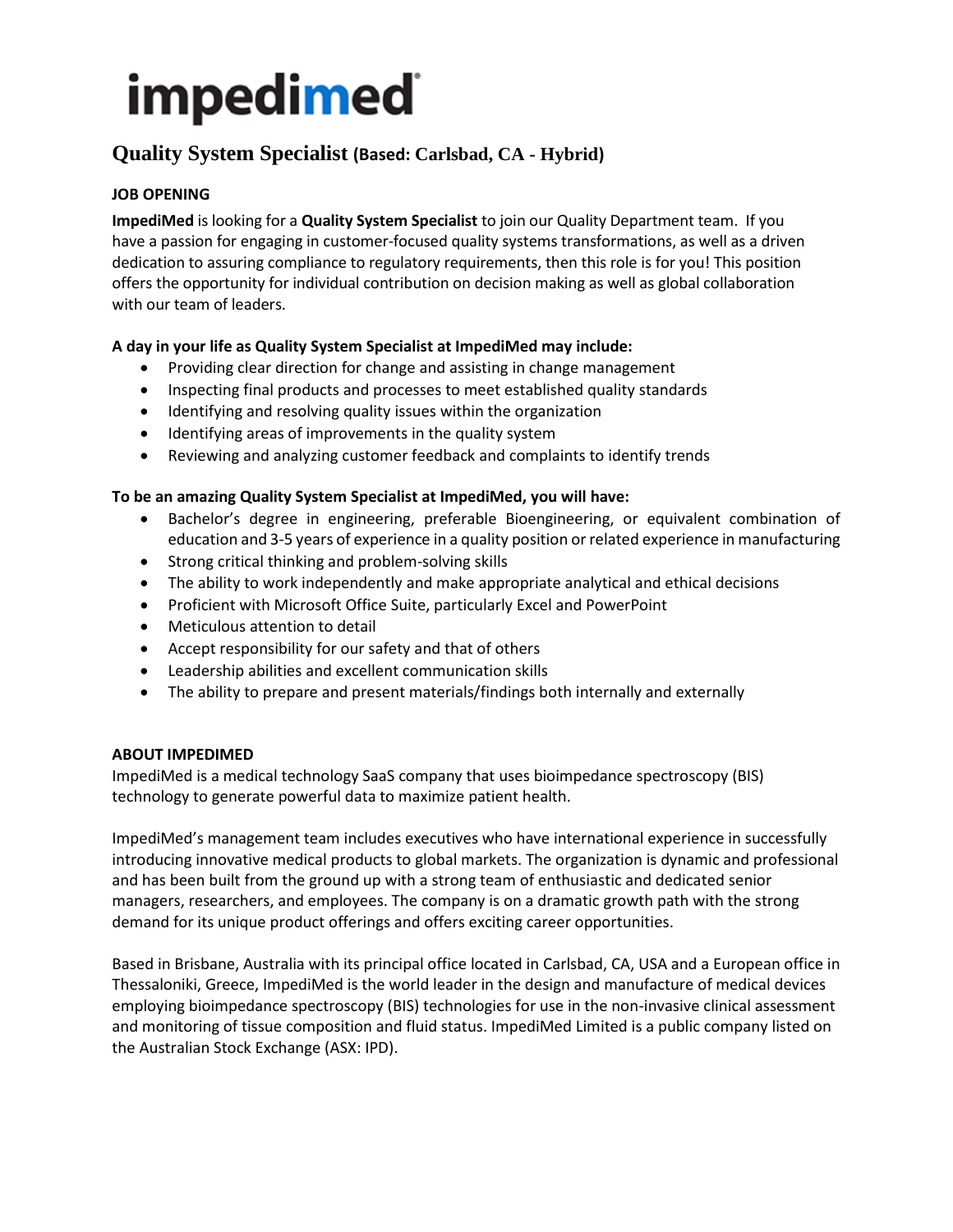# impedimed

## Quality System Specialist (Based: Carlsbad, CA - Hybrid)

**JOB OPENING**

**ImpediMed** is looking for a **Quality System Specialist** to join our Quality Department team. If you have a passion for engaging in customer-focused quality systems transformations, as well as a driven dedication to assuring compliance to regulatory requirements, then this role is for you! This position offers the opportunity for individual contribution on decision making as well as global collaboration with our team of leaders.

**A day in your life as Quality System Specialist at ImpediMed may include:**

- Providing clear direction for change and assisting in change management
- Inspecting final products and processes to meet established quality standards
- Identifying and resolving quality issues within the organization
- Identifying areas of improvements in the quality system
- Reviewing and analyzing customer feedback and complaints to identify trends

**To be an amazing Quality System Specialist at ImpediMed, you will have:**

- Bachelor's degree in engineering, preferable Bioengineering, or equivalent combination of education and 3-5 years of experience in a quality position or related experience in manufacturing
- Strong critical thinking and problem-solving skills
- The ability to work independently and make appropriate analytical and ethical decisions
- Proficient with Microsoft Office Suite, particularly Excel and PowerPoint
- Meticulous attention to detail
- Accept responsibility for our safety and that of others
- Leadership abilities and excellent communication skills
- The ability to prepare and present materials/findings both internally and externally

**ABOUT IMPEDIMED**

ImpediMed is a medical technology SaaS company that uses bioimpedance spectroscopy (BIS) technology to generate powerful data to maximize patient health.

ImpediMed's management team includes executives who have international experience in successfully introducing innovative medical products to global markets. The organization is dynamic and professional and has been built from the ground up with a strong team of enthusiastic and dedicated senior managers, researchers, and employees. The company is on a dramatic growth path with the strong demand for its unique product offerings and offers exciting career opportunities.

Based in Brisbane, Australia with its principal office located in Carlsbad, CA, USA and a European office in Thessaloniki, Greece, ImpediMed is the world leader in the design and manufacture of medical devices employing bioimpedance spectroscopy (BIS) technologies for use in the non-invasive clinical assessment and monitoring of tissue composition and fluid status. ImpediMed Limited is a public company listed on the Australian Stock Exchange (ASX: IPD).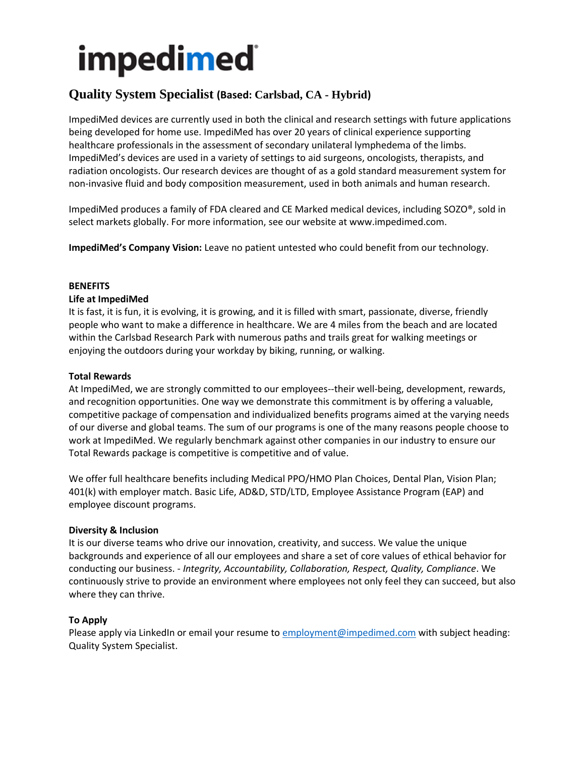# impedimed

## Quality System Specialist (Based: Carlsbad, CA - Hybrid)

ImpediMed devices are currently used in both the clinical and research settings with future applications being developed for home use. ImpediMed has over 20 years of clinical experience supporting healthcare professionals in the assessment of secondary unilateral lymphedema of the limbs. ImpediMed's devices are used in a variety of settings to aid surgeons, oncologists, therapists, and radiation oncologists. Our research devices are thought of as a gold standard measurement system for non-invasive fluid and body composition measurement, used in both animals and human research.

ImpediMed produces a family of FDA cleared and CE Marked medical devices, including SOZO®, sold in select markets globally. For more information, see our website at www.impedimed.com.

**ImpediMed's Company Vision:** Leave no patient untested who could benefit from our technology.

**BENEFITS**

**Life at ImpediMed**

It is fast, it is fun, it is evolving, it is growing, and it is filled with smart, passionate, diverse, friendly people who want to make a difference in healthcare. We are 4 miles from the beach and are located within the Carlsbad Research Park with numerous paths and trails great for walking meetings or enjoying the outdoors during your workday by biking, running, or walking.

**Total Rewards**

At ImpediMed, we are strongly committed to our employees--their well-being, development, rewards, and recognition opportunities. One way we demonstrate this commitment is by offering a valuable, competitive package of compensation and individualized benefits programs aimed at the varying needs of our diverse and global teams. The sum of our programs is one of the many reasons people choose to work at ImpediMed. We regularly benchmark against other companies in our industry to ensure our Total Rewards package is competitive is competitive and of value.

We offer full healthcare benefits including Medical PPO/HMO Plan Choices, Dental Plan, Vision Plan; 401(k) with employer match. Basic Life, AD&D, STD/LTD, Employee Assistance Program (EAP) and employee discount programs.

**Diversity & Inclusion**

It is our diverse teams who drive our innovation, creativity, and success. We value the unique backgrounds and experience of all our employees and share a set of core values of ethical behavior for conducting our business. - *Integrity, Accountability, Collaboration, Respect, Quality, Compliance*. We continuously strive to provide an environment where employees not only feel they can succeed, but also where they can thrive.

**To Apply**

Please apply via LinkedIn or email your resume to employment@impedimed.com with subject heading: Quality System Specialist.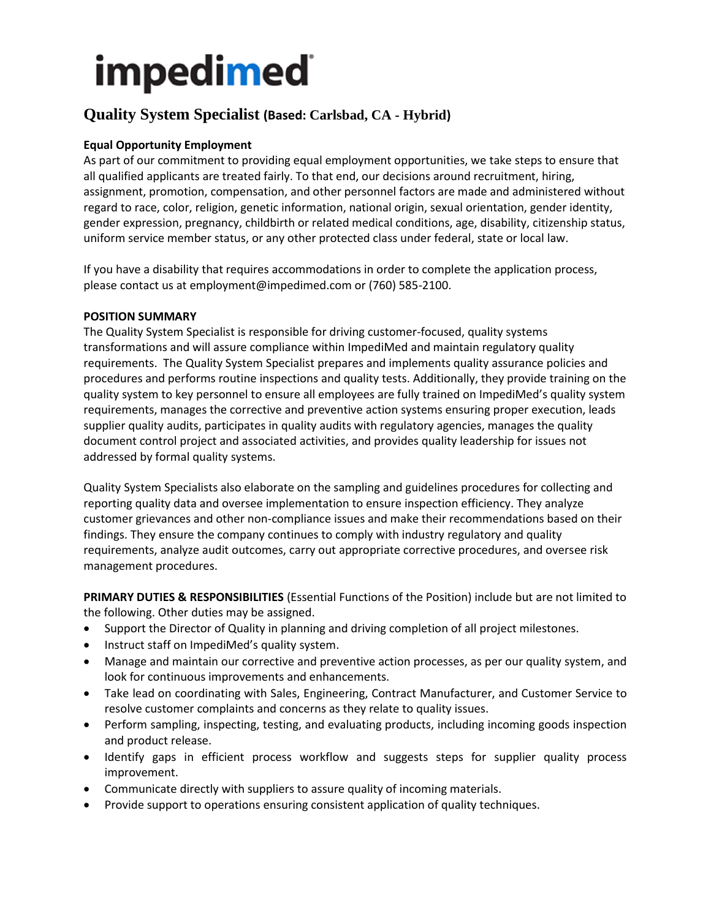# impedimed

## Quality System Specialist (Based: Carlsbad, CA - Hybrid)

**Equal Opportunity Employment**

As part of our commitment to providing equal employment opportunities, we take steps to ensure that all qualified applicants are treated fairly. To that end, our decisions around recruitment, hiring, assignment, promotion, compensation, and other personnel factors are made and administered without regard to race, color, religion, genetic information, national origin, sexual orientation, gender identity, gender expression, pregnancy, childbirth or related medical conditions, age, disability, citizenship status, uniform service member status, or any other protected class under federal, state or local law.

If you have a disability that requires accommodations in order to complete the application process, please contact us at employment@impedimed.com or (760) 585-2100.

**POSITION SUMMARY**

The Quality System Specialist is responsible for driving customer-focused, quality systems transformations and will assure compliance within ImpediMed and maintain regulatory quality requirements. The Quality System Specialist prepares and implements quality assurance policies and procedures and performs routine inspections and quality tests. Additionally, they provide training on the quality system to key personnel to ensure all employees are fully trained on ImpediMed's quality system requirements, manages the corrective and preventive action systems ensuring proper execution, leads supplier quality audits, participates in quality audits with regulatory agencies, manages the quality document control project and associated activities, and provides quality leadership for issues not addressed by formal quality systems.

Quality System Specialists also elaborate on the sampling and guidelines procedures for collecting and reporting quality data and oversee implementation to ensure inspection efficiency. They analyze customer grievances and other non-compliance issues and make their recommendations based on their findings. They ensure the company continues to comply with industry regulatory and quality requirements, analyze audit outcomes, carry out appropriate corrective procedures, and oversee risk management procedures.

**PRIMARY DUTIES & RESPONSIBILITIES** (Essential Functions of the Position) include but are not limited to the following. Other duties may be assigned.

- Support the Director of Quality in planning and driving completion of all project milestones.
- Instruct staff on ImpediMed's quality system.
- Manage and maintain our corrective and preventive action processes, as per our quality system, and look for continuous improvements and enhancements.
- Take lead on coordinating with Sales, Engineering, Contract Manufacturer, and Customer Service to resolve customer complaints and concerns as they relate to quality issues.
- Perform sampling, inspecting, testing, and evaluating products, including incoming goods inspection and product release.
- Identify gaps in efficient process workflow and suggests steps for supplier quality process improvement.
- Communicate directly with suppliers to assure quality of incoming materials.
- Provide support to operations ensuring consistent application of quality techniques.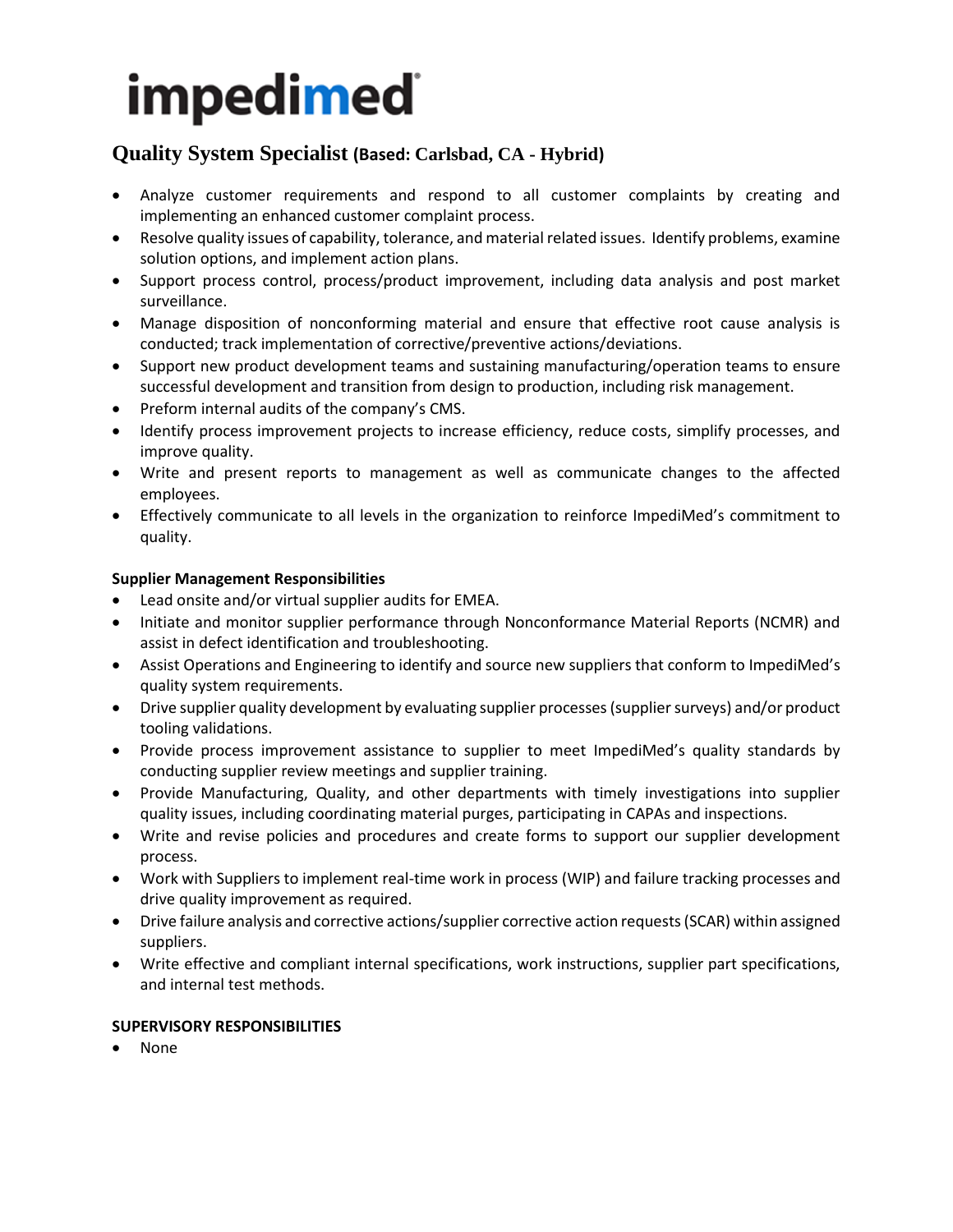impedimed

# Quality System Specialist (Based: Carlsbad, CA - Hybrid)

- Analyze customer requirements and respond to all customer complaints by creating and implementing an enhanced customer complaint process.
- Resolve quality issues of capability, tolerance, and material related issues. Identify problems, examine solution options, and implement action plans.
- Support process control, process/product improvement, including data analysis and post market surveillance.
- Manage disposition of nonconforming material and ensure that effective root cause analysis is conducted; track implementation of corrective/preventive actions/deviations.
- Support new product development teams and sustaining manufacturing/operation teams to ensure successful development and transition from design to production, including risk management.
- Preform internal audits of the company's CMS.
- Identify process improvement projects to increase efficiency, reduce costs, simplify processes, and improve quality.
- Write and present reports to management as well as communicate changes to the affected employees.
- Effectively communicate to all levels in the organization to reinforce ImpediMed's commitment to quality.

**Supplier Management Responsibilities**

- Lead onsite and/or virtual supplier audits for EMEA.
- Initiate and monitor supplier performance through Nonconformance Material Reports (NCMR) and assist in defect identification and troubleshooting.
- Assist Operations and Engineering to identify and source new suppliers that conform to ImpediMed's quality system requirements.
- Drive supplier quality development by evaluating supplier processes (supplier surveys) and/or product tooling validations.
- Provide process improvement assistance to supplier to meet ImpediMed's quality standards by conducting supplier review meetings and supplier training.
- Provide Manufacturing, Quality, and other departments with timely investigations into supplier quality issues, including coordinating material purges, participating in CAPAs and inspections.
- Write and revise policies and procedures and create forms to support our supplier development process.
- Work with Suppliers to implement real-time work in process (WIP) and failure tracking processes and drive quality improvement as required.
- Drive failure analysis and corrective actions/supplier corrective action requests (SCAR) within assigned suppliers.
- Write effective and compliant internal specifications, work instructions, supplier part specifications, and internal test methods.

**SUPERVISORY RESPONSIBILITIES**

- None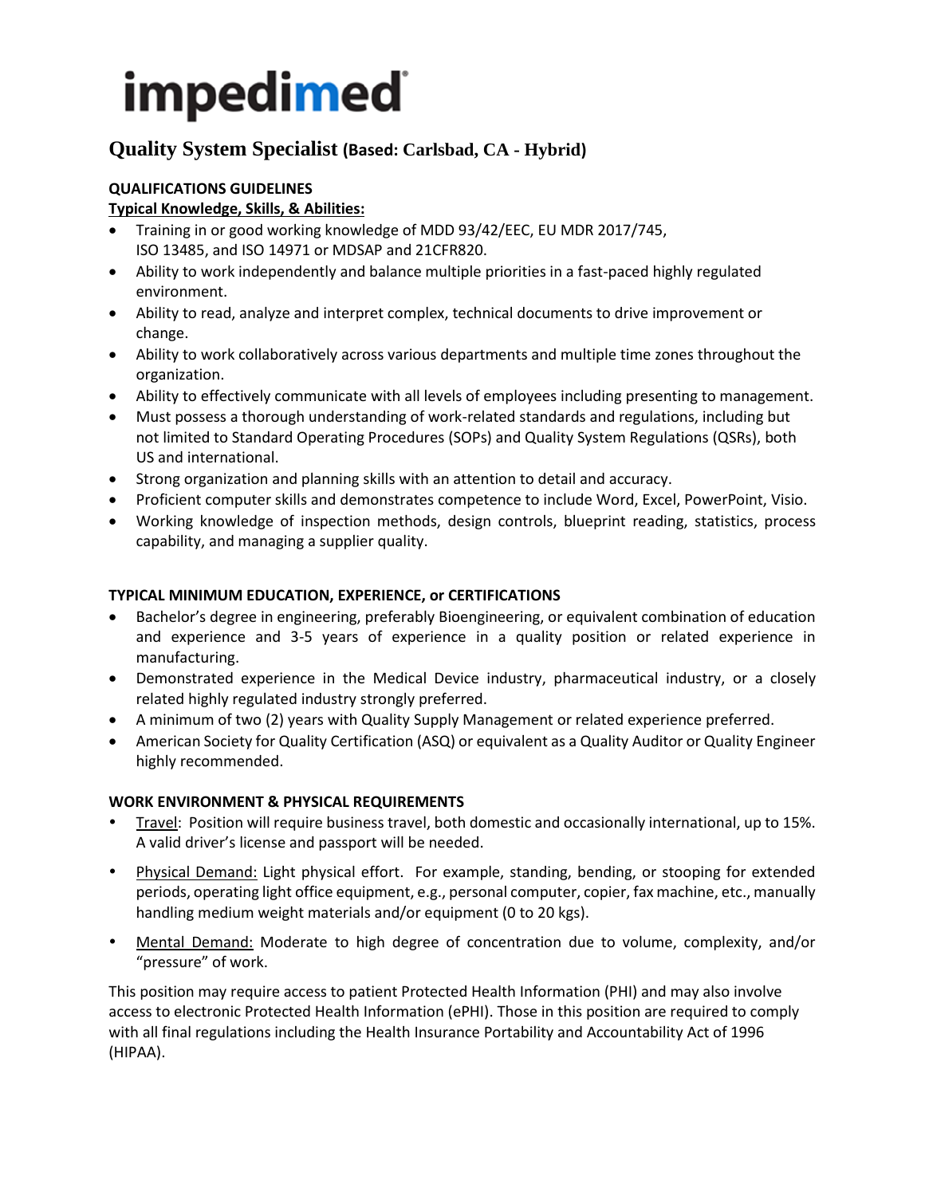# impedimed

## Quality System Specialist (Based: Carlsbad, CA - Hybrid)

**QUALIFICATIONS GUIDELINES**

**Typical Knowledge, Skills, & Abilities:**

- Training in or good working knowledge of MDD 93/42/EEC, EU MDR 2017/745, ISO 13485, and ISO 14971 or MDSAP and 21CFR820.
- Ability to work independently and balance multiple priorities in a fast-paced highly regulated environment.
- Ability to read, analyze and interpret complex, technical documents to drive improvement or change.
- Ability to work collaboratively across various departments and multiple time zones throughout the organization.
- Ability to effectively communicate with all levels of employees including presenting to management.
- Must possess a thorough understanding of work-related standards and regulations, including but not limited to Standard Operating Procedures (SOPs) and Quality System Regulations (QSRs), both US and international.
- Strong organization and planning skills with an attention to detail and accuracy.
- Proficient computer skills and demonstrates competence to include Word, Excel, PowerPoint, Visio.
- Working knowledge of inspection methods, design controls, blueprint reading, statistics, process capability, and managing a supplier quality.

**TYPICAL MINIMUM EDUCATION, EXPERIENCE, or CERTIFICATIONS**

- Bachelor's degree in engineering, preferably Bioengineering, or equivalent combination of education and experience and 3-5 years of experience in a quality position or related experience in manufacturing.
- Demonstrated experience in the Medical Device industry, pharmaceutical industry, or a closely related highly regulated industry strongly preferred.
- A minimum of two (2) years with Quality Supply Management or related experience preferred.
- American Society for Quality Certification (ASQ) or equivalent as a Quality Auditor or Quality Engineer highly recommended.

**WORK ENVIRONMENT & PHYSICAL REQUIREMENTS**

- Travel: Position will require business travel, both domestic and occasionally international, up to 15%. A valid driver's license and passport will be needed.
- Physical Demand: Light physical effort. For example, standing, bending, or stooping for extended periods, operating light office equipment, e.g., personal computer, copier, fax machine, etc., manually handling medium weight materials and/or equipment (0 to 20 kgs).
- Mental Demand: Moderate to high degree of concentration due to volume, complexity, and/or "pressure" of work.

This position may require access to patient Protected Health Information (PHI) and may also involve access to electronic Protected Health Information (ePHI). Those in this position are required to comply with all final regulations including the Health Insurance Portability and Accountability Act of 1996 (HIPAA).